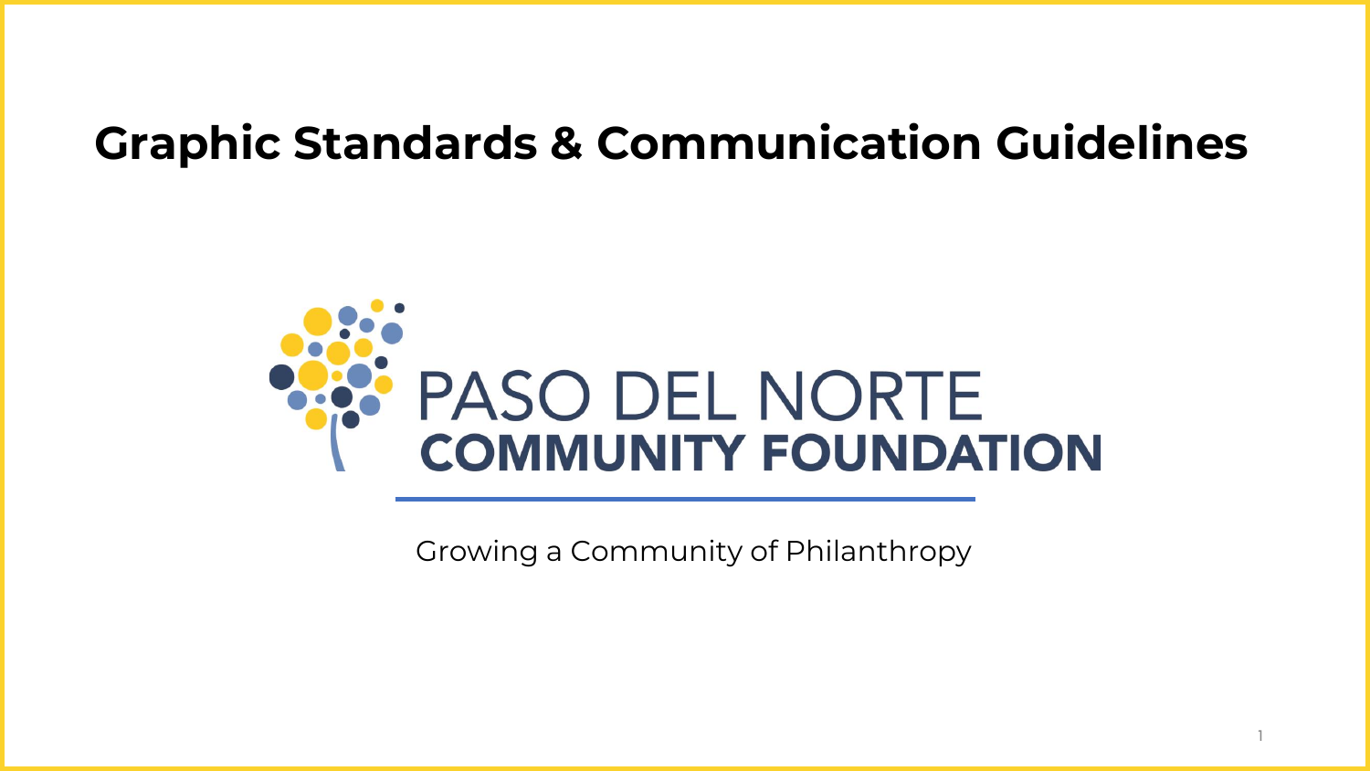# Graphic Standards & Communication Guidelines

PASO DEL NORTE
**COMMUNITY FOUNDATION**

Growing a Community of Philanthropy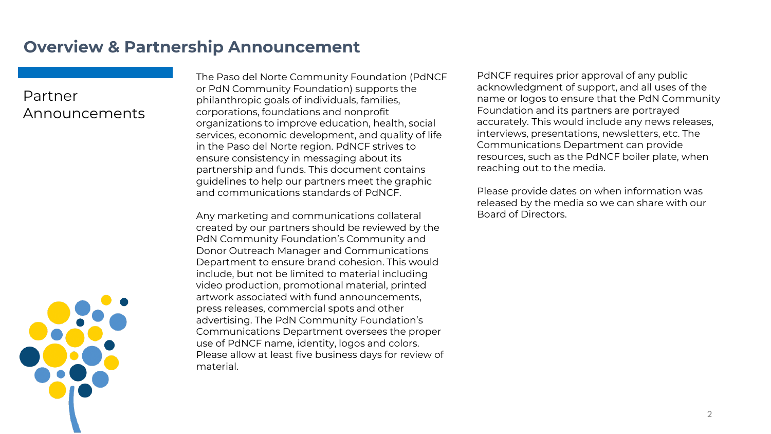## Overview & Partnership Announcement

### Partner Announcements

The Paso del Norte Community Foundation (PdNCF or PdN Community Foundation) supports the philanthropic goals of individuals, families, corporations, foundations and nonprofit organizations to improve education, health, social services, economic development, and quality of life in the Paso del Norte region. PdNCF strives to ensure consistency in messaging about its partnership and funds. This document contains guidelines to help our partners meet the graphic and communications standards of PdNCF.

Any marketing and communications collateral created by our partners should be reviewed by the PdN Community Foundation's Community and Donor Outreach Manager and Communications Department to ensure brand cohesion. This would include, but not be limited to material including video production, promotional material, printed artwork associated with fund announcements, press releases, commercial spots and other advertising. The PdN Community Foundation's Communications Department oversees the proper use of PdNCF name, identity, logos and colors. Please allow at least five business days for review of material.

PdNCF requires prior approval of any public acknowledgment of support, and all uses of the name or logos to ensure that the PdN Community Foundation and its partners are portrayed accurately. This would include any news releases, interviews, presentations, newsletters, etc. The Communications Department can provide resources, such as the PdNCF boiler plate, when reaching out to the media.

Please provide dates on when information was released by the media so we can share with our Board of Directors.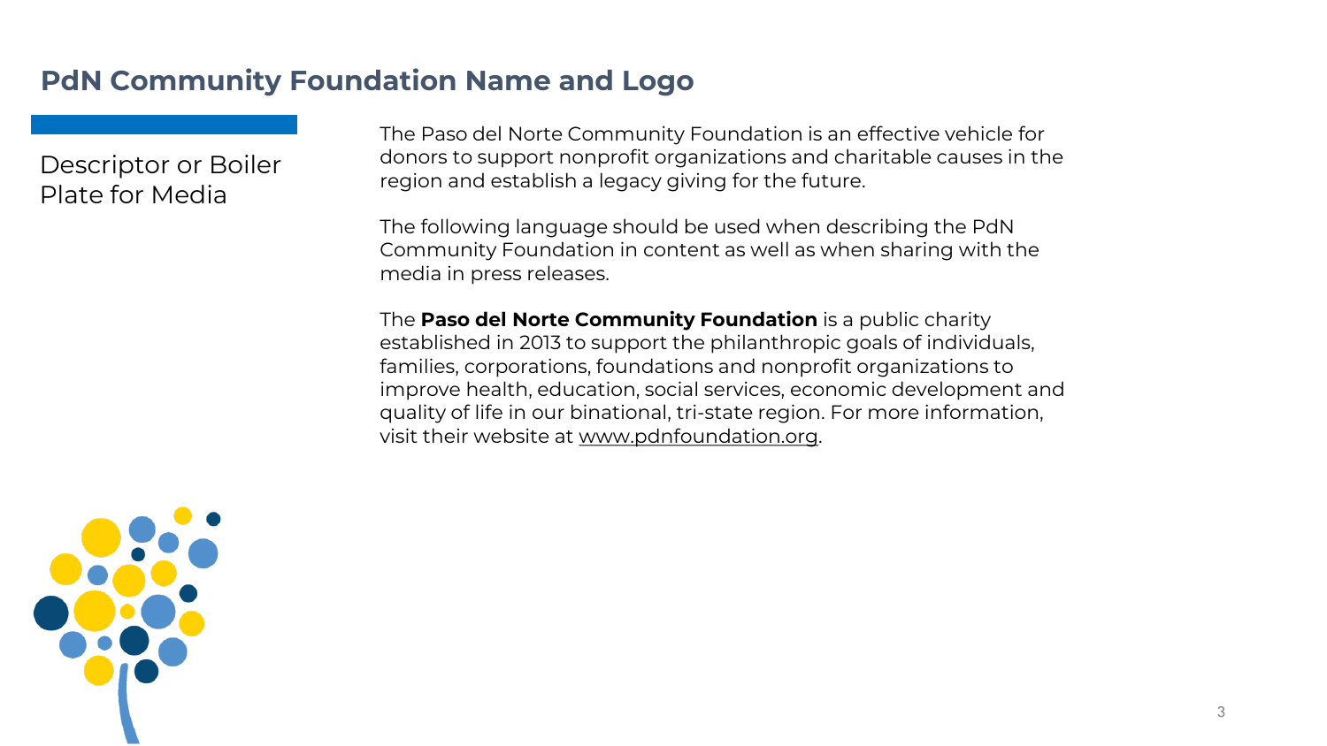## PdN Community Foundation Name and Logo

### Descriptor or Boiler Plate for Media

The Paso del Norte Community Foundation is an effective vehicle for donors to support nonprofit organizations and charitable causes in the region and establish a legacy giving for the future.

The following language should be used when describing the PdN Community Foundation in content as well as when sharing with the media in press releases.

The **Paso del Norte Community Foundation** is a public charity established in 2013 to support the philanthropic goals of individuals, families, corporations, foundations and nonprofit organizations to improve health, education, social services, economic development and quality of life in our binational, tri-state region. For more information, visit their website at www.pdnfoundation.org.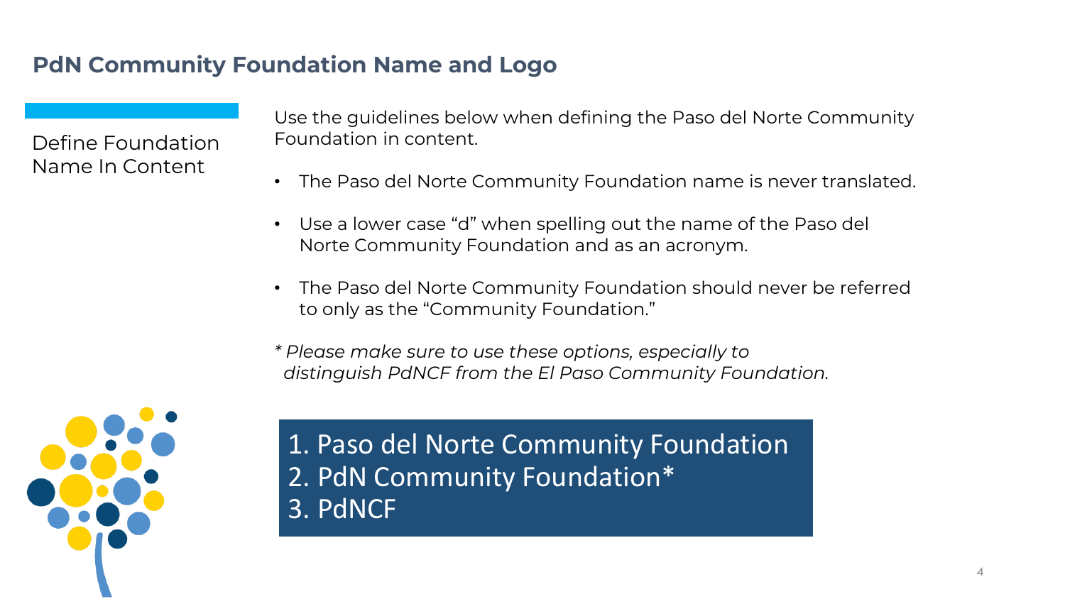## PdN Community Foundation Name and Logo

### Define Foundation Name In Content

Use the guidelines below when defining the Paso del Norte Community Foundation in content.

- The Paso del Norte Community Foundation name is never translated.
- Use a lower case “d” when spelling out the name of the Paso del Norte Community Foundation and as an acronym.
- The Paso del Norte Community Foundation should never be referred to only as the “Community Foundation.”

*\* Please make sure to use these options, especially to distinguish PdNCF from the El Paso Community Foundation.*

1. Paso del Norte Community Foundation
2. PdN Community Foundation*
3. PdNCF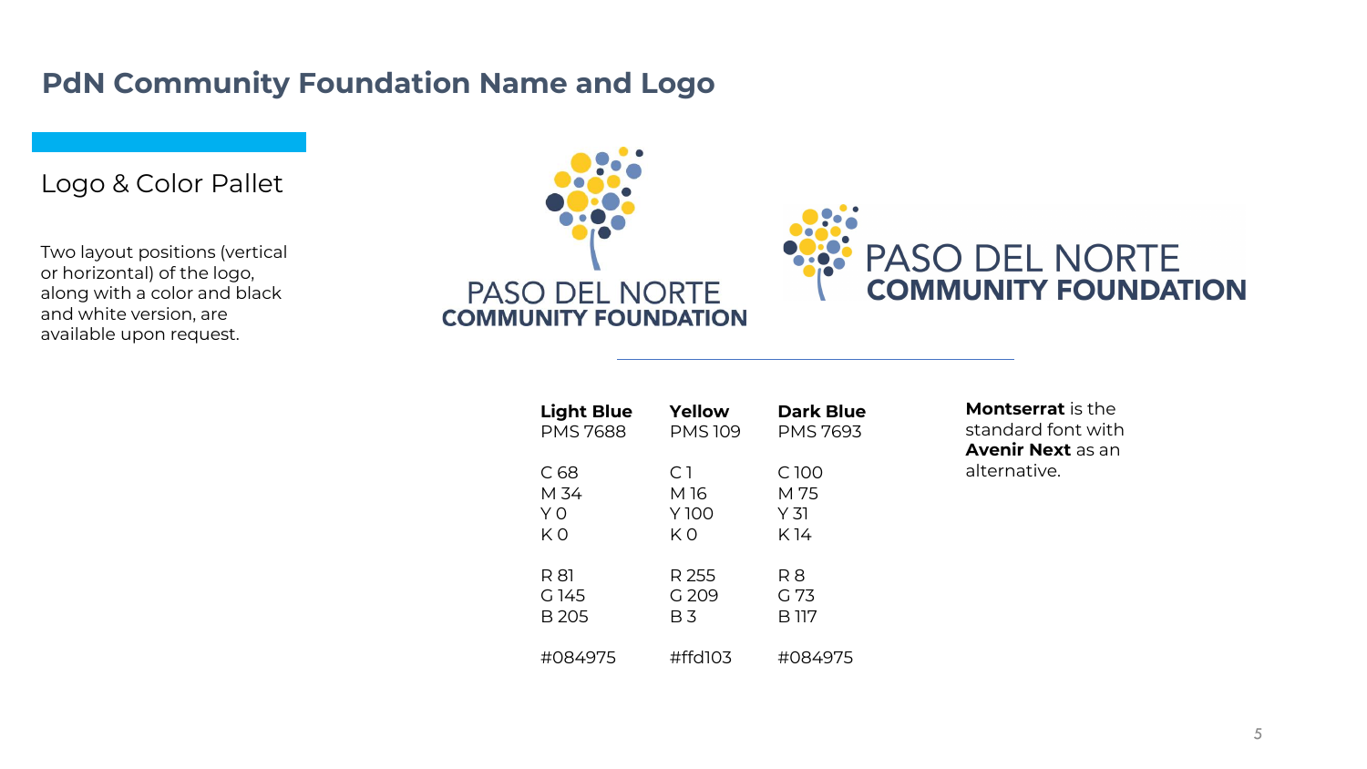## PdN Community Foundation Name and Logo

### Logo & Color Pallet

Two layout positions (vertical or horizontal) of the logo, along with a color and black and white version, are available upon request.

PASO DEL NORTE
COMMUNITY FOUNDATION

PASO DEL NORTE
COMMUNITY FOUNDATION

| **Light Blue** | **Yellow** | **Dark Blue** |
|---|---|---|
| PMS 7688 | PMS 109 | PMS 7693 |
| C 68 | C 1 | C 100 |
| M 34 | M 16 | M 75 |
| Y 0 | Y 100 | Y 31 |
| K 0 | K 0 | K 14 |
| R 81 | R 255 | R 8 |
| G 145 | G 209 | G 73 |
| B 205 | B 3 | B 117 |
| #084975 | #ffd103 | #084975 |

**Montserrat** is the standard font with **Avenir Next** as an alternative.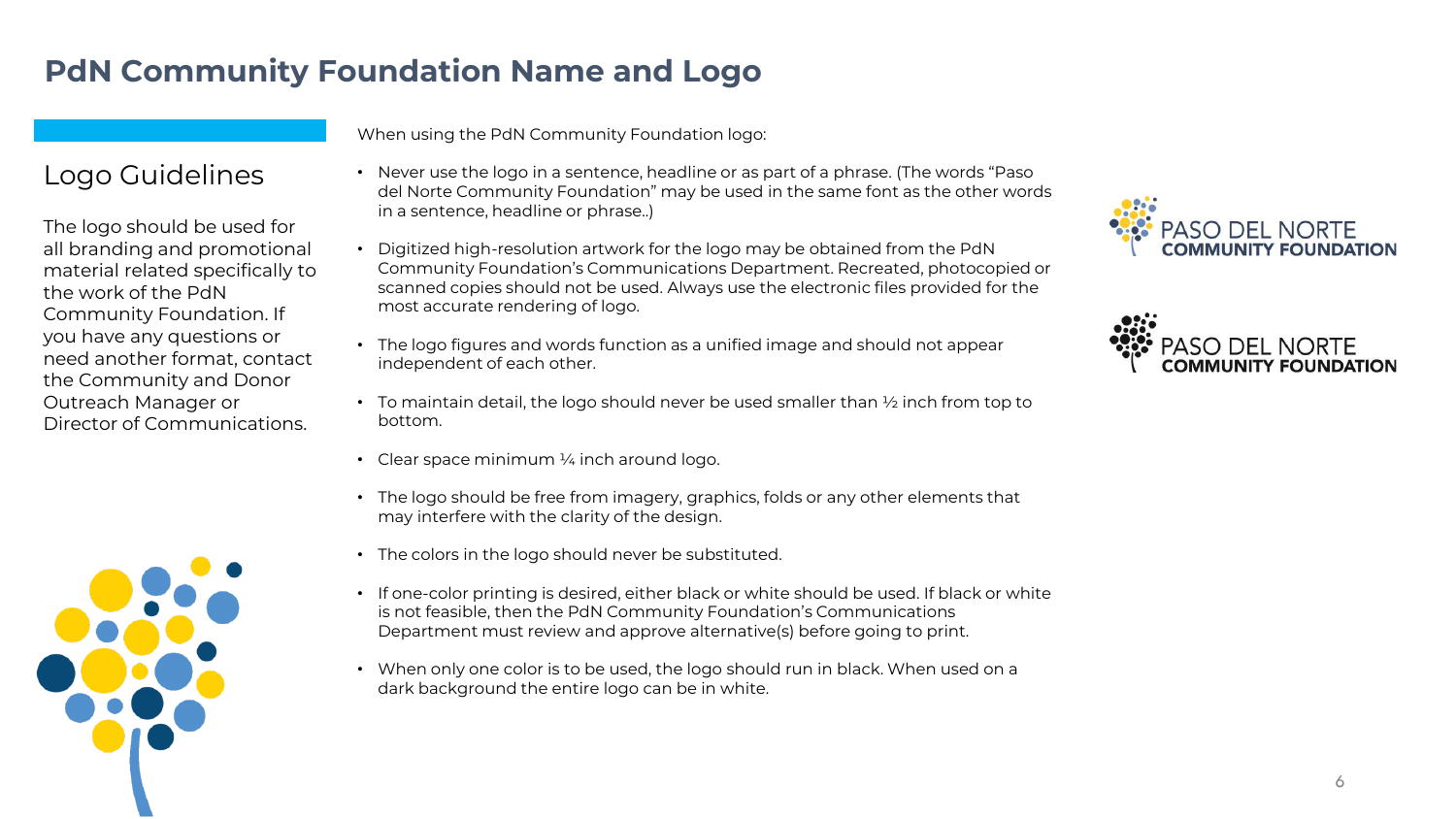# PdN Community Foundation Name and Logo

## Logo Guidelines

The logo should be used for all branding and promotional material related specifically to the work of the PdN Community Foundation. If you have any questions or need another format, contact the Community and Donor Outreach Manager or Director of Communications.

When using the PdN Community Foundation logo:

- Never use the logo in a sentence, headline or as part of a phrase. (The words "Paso del Norte Community Foundation" may be used in the same font as the other words in a sentence, headline or phrase..)
- Digitized high-resolution artwork for the logo may be obtained from the PdN Community Foundation's Communications Department. Recreated, photocopied or scanned copies should not be used. Always use the electronic files provided for the most accurate rendering of logo.
- The logo figures and words function as a unified image and should not appear independent of each other.
- To maintain detail, the logo should never be used smaller than ½ inch from top to bottom.
- Clear space minimum ¼ inch around logo.
- The logo should be free from imagery, graphics, folds or any other elements that may interfere with the clarity of the design.
- The colors in the logo should never be substituted.
- If one-color printing is desired, either black or white should be used. If black or white is not feasible, then the PdN Community Foundation's Communications Department must review and approve alternative(s) before going to print.
- When only one color is to be used, the logo should run in black. When used on a dark background the entire logo can be in white.

PASO DEL NORTE
COMMUNITY FOUNDATION

PASO DEL NORTE
COMMUNITY FOUNDATION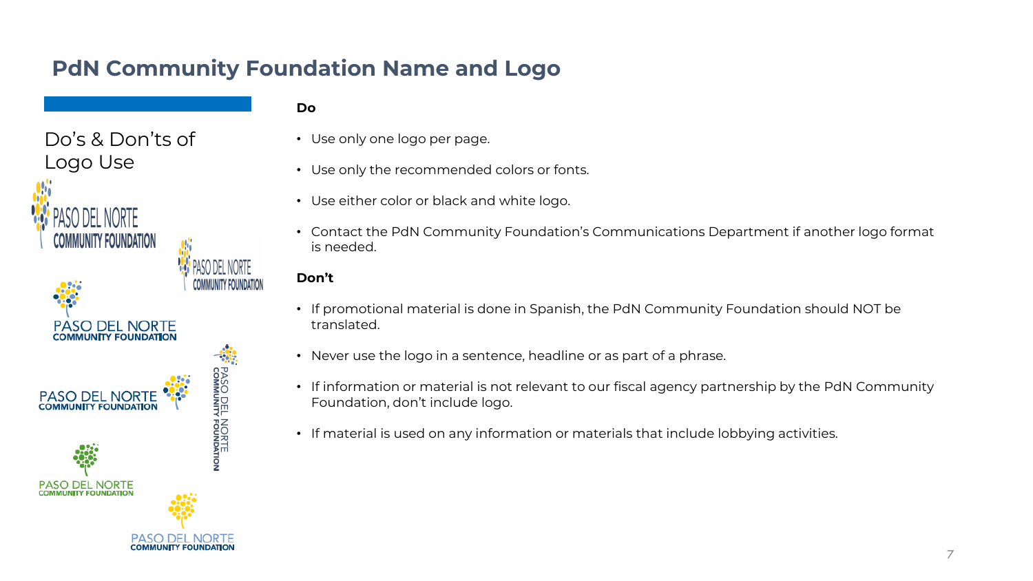# PdN Community Foundation Name and Logo

## Do's & Don'ts of Logo Use

**Do**

- Use only one logo per page.
- Use only the recommended colors or fonts.
- Use either color or black and white logo.
- Contact the PdN Community Foundation's Communications Department if another logo format is needed.

**Don't**

- If promotional material is done in Spanish, the PdN Community Foundation should NOT be translated.
- Never use the logo in a sentence, headline or as part of a phrase.
- If information or material is not relevant to our fiscal agency partnership by the PdN Community Foundation, don't include logo.
- If material is used on any information or materials that include lobbying activities.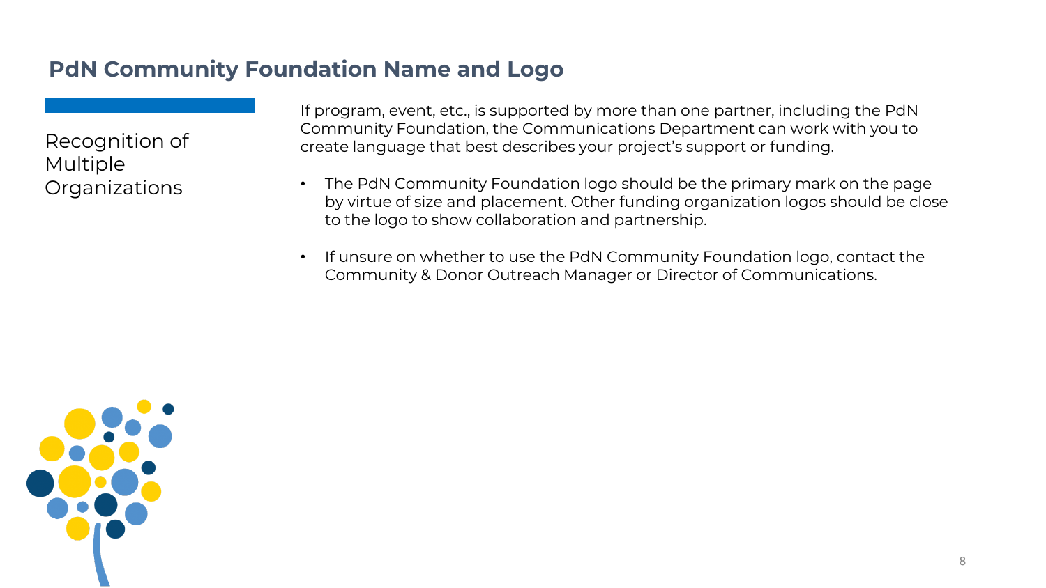## PdN Community Foundation Name and Logo

### Recognition of Multiple Organizations

If program, event, etc., is supported by more than one partner, including the PdN Community Foundation, the Communications Department can work with you to create language that best describes your project's support or funding.

- The PdN Community Foundation logo should be the primary mark on the page by virtue of size and placement. Other funding organization logos should be close to the logo to show collaboration and partnership.
- If unsure on whether to use the PdN Community Foundation logo, contact the Community & Donor Outreach Manager or Director of Communications.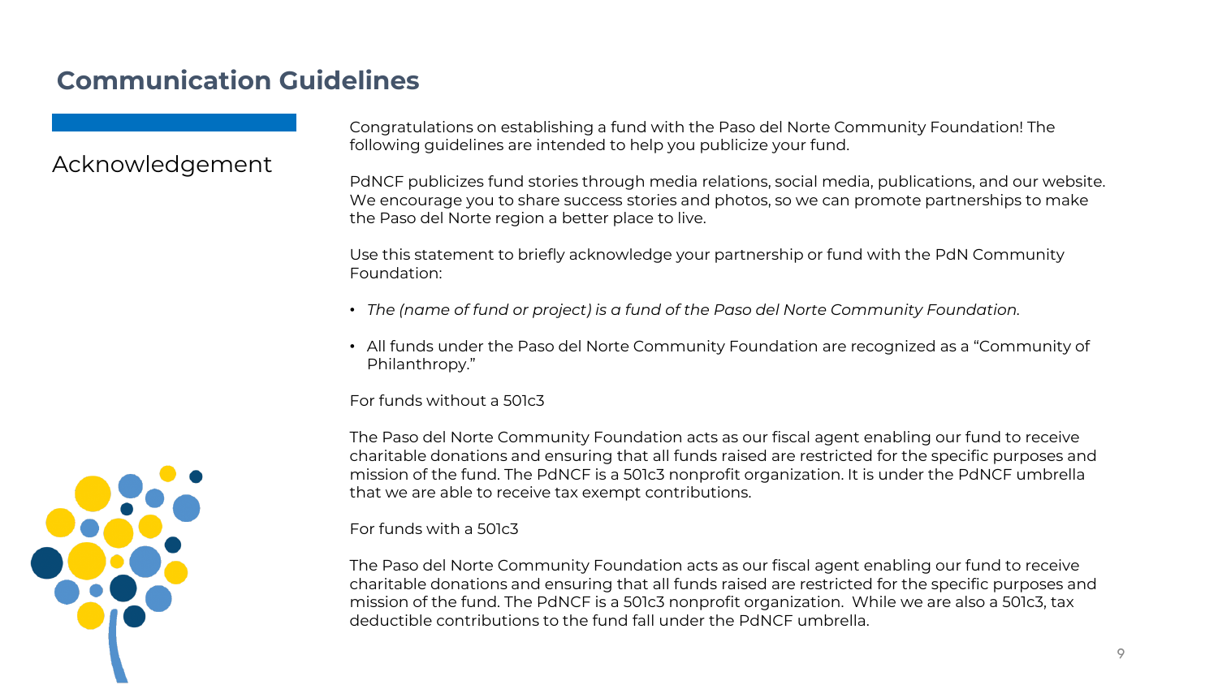## Communication Guidelines

### Acknowledgement

Congratulations on establishing a fund with the Paso del Norte Community Foundation! The following guidelines are intended to help you publicize your fund.

PdNCF publicizes fund stories through media relations, social media, publications, and our website. We encourage you to share success stories and photos, so we can promote partnerships to make the Paso del Norte region a better place to live.

Use this statement to briefly acknowledge your partnership or fund with the PdN Community Foundation:

- *The (name of fund or project) is a fund of the Paso del Norte Community Foundation.*
- All funds under the Paso del Norte Community Foundation are recognized as a “Community of Philanthropy.”

For funds without a 501c3

The Paso del Norte Community Foundation acts as our fiscal agent enabling our fund to receive charitable donations and ensuring that all funds raised are restricted for the specific purposes and mission of the fund. The PdNCF is a 501c3 nonprofit organization. It is under the PdNCF umbrella that we are able to receive tax exempt contributions.

For funds with a 501c3

The Paso del Norte Community Foundation acts as our fiscal agent enabling our fund to receive charitable donations and ensuring that all funds raised are restricted for the specific purposes and mission of the fund. The PdNCF is a 501c3 nonprofit organization. While we are also a 501c3, tax deductible contributions to the fund fall under the PdNCF umbrella.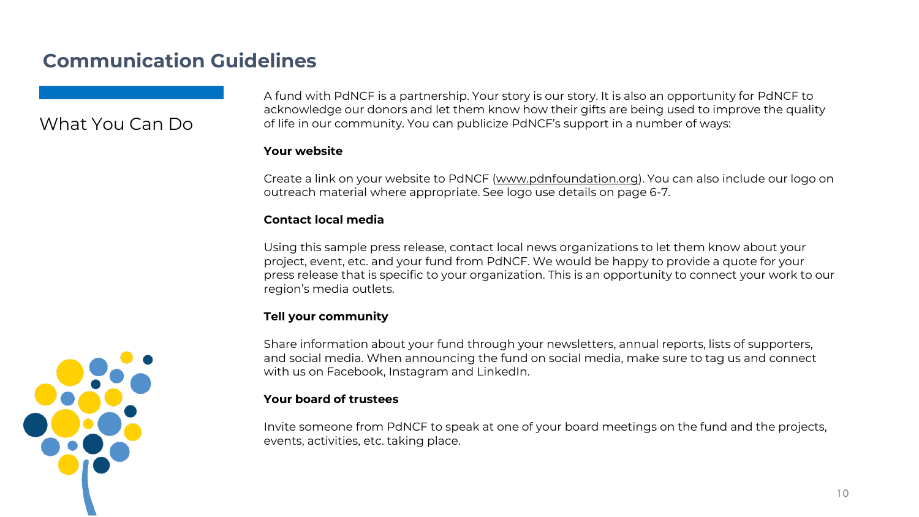# Communication Guidelines

## What You Can Do

A fund with PdNCF is a partnership. Your story is our story. It is also an opportunity for PdNCF to acknowledge our donors and let them know how their gifts are being used to improve the quality of life in our community. You can publicize PdNCF's support in a number of ways:

**Your website**

Create a link on your website to PdNCF (www.pdnfoundation.org). You can also include our logo on outreach material where appropriate. See logo use details on page 6-7.

**Contact local media**

Using this sample press release, contact local news organizations to let them know about your project, event, etc. and your fund from PdNCF. We would be happy to provide a quote for your press release that is specific to your organization. This is an opportunity to connect your work to our region's media outlets.

**Tell your community**

Share information about your fund through your newsletters, annual reports, lists of supporters, and social media. When announcing the fund on social media, make sure to tag us and connect with us on Facebook, Instagram and LinkedIn.

**Your board of trustees**

Invite someone from PdNCF to speak at one of your board meetings on the fund and the projects, events, activities, etc. taking place.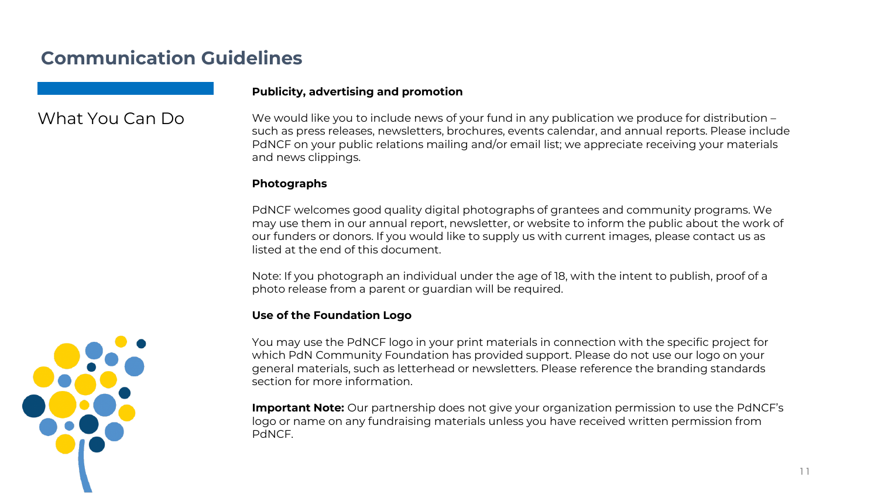# Communication Guidelines

## What You Can Do

**Publicity, advertising and promotion**

We would like you to include news of your fund in any publication we produce for distribution – such as press releases, newsletters, brochures, events calendar, and annual reports. Please include PdNCF on your public relations mailing and/or email list; we appreciate receiving your materials and news clippings.

**Photographs**

PdNCF welcomes good quality digital photographs of grantees and community programs. We may use them in our annual report, newsletter, or website to inform the public about the work of our funders or donors. If you would like to supply us with current images, please contact us as listed at the end of this document.

Note: If you photograph an individual under the age of 18, with the intent to publish, proof of a photo release from a parent or guardian will be required.

**Use of the Foundation Logo**

You may use the PdNCF logo in your print materials in connection with the specific project for which PdN Community Foundation has provided support. Please do not use our logo on your general materials, such as letterhead or newsletters. Please reference the branding standards section for more information.

**Important Note:** Our partnership does not give your organization permission to use the PdNCF's logo or name on any fundraising materials unless you have received written permission from PdNCF.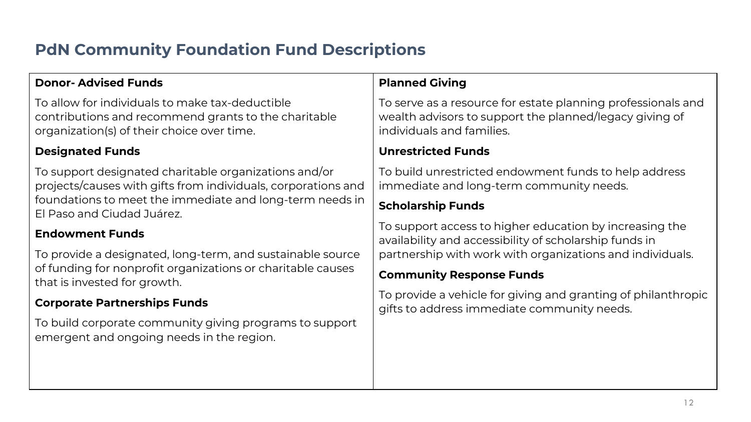## PdN Community Foundation Fund Descriptions

**Donor- Advised Funds**

To allow for individuals to make tax-deductible contributions and recommend grants to the charitable organization(s) of their choice over time.

**Designated Funds**

To support designated charitable organizations and/or projects/causes with gifts from individuals, corporations and foundations to meet the immediate and long-term needs in El Paso and Ciudad Juárez.

**Endowment Funds**

To provide a designated, long-term, and sustainable source of funding for nonprofit organizations or charitable causes that is invested for growth.

**Corporate Partnerships Funds**

To build corporate community giving programs to support emergent and ongoing needs in the region.

**Planned Giving**

To serve as a resource for estate planning professionals and wealth advisors to support the planned/legacy giving of individuals and families.

**Unrestricted Funds**

To build unrestricted endowment funds to help address immediate and long-term community needs.

**Scholarship Funds**

To support access to higher education by increasing the availability and accessibility of scholarship funds in partnership with work with organizations and individuals.

**Community Response Funds**

To provide a vehicle for giving and granting of philanthropic gifts to address immediate community needs.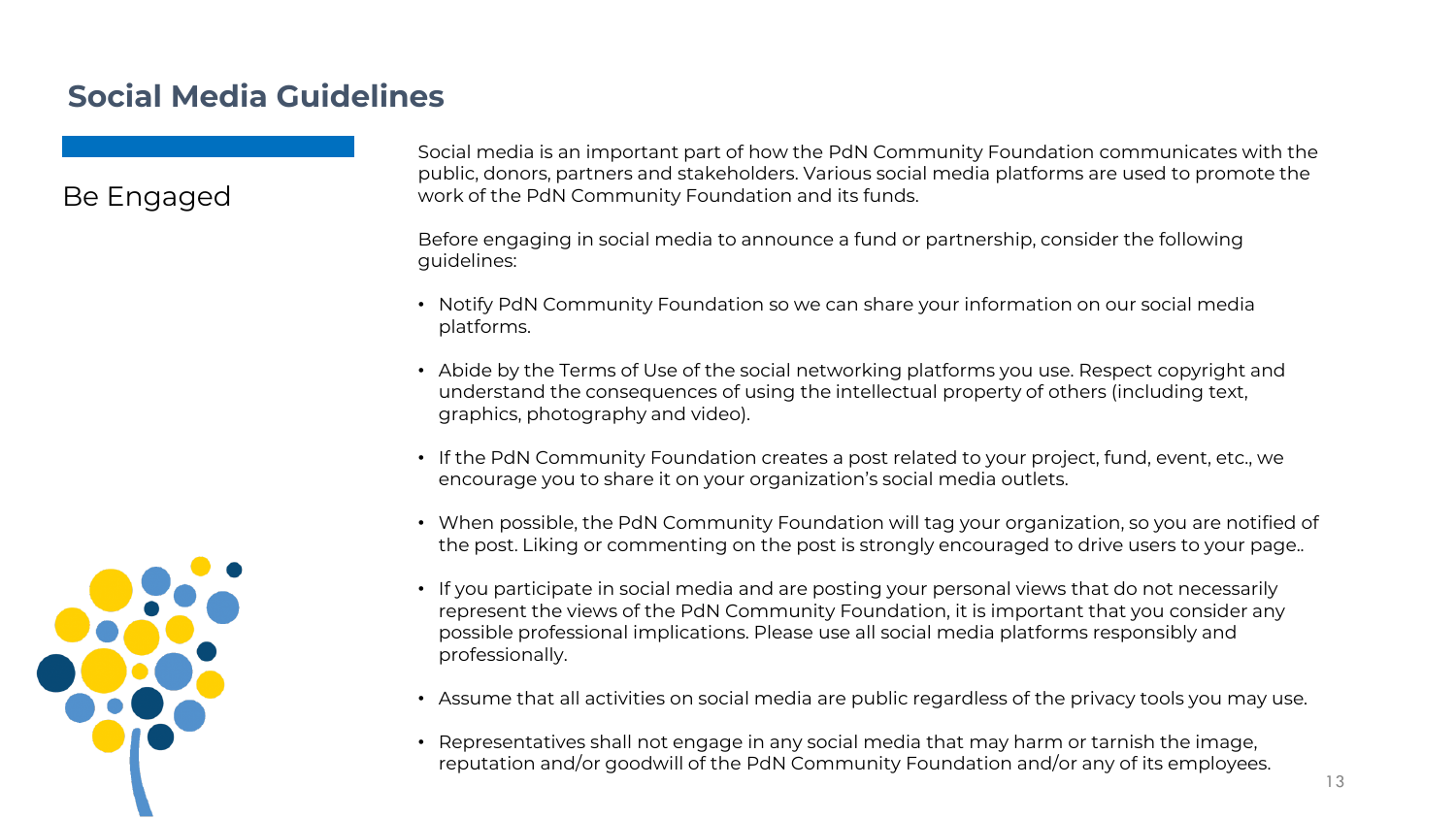## Social Media Guidelines

### Be Engaged

Social media is an important part of how the PdN Community Foundation communicates with the public, donors, partners and stakeholders. Various social media platforms are used to promote the work of the PdN Community Foundation and its funds.

Before engaging in social media to announce a fund or partnership, consider the following guidelines:

- Notify PdN Community Foundation so we can share your information on our social media platforms.
- Abide by the Terms of Use of the social networking platforms you use. Respect copyright and understand the consequences of using the intellectual property of others (including text, graphics, photography and video).
- If the PdN Community Foundation creates a post related to your project, fund, event, etc., we encourage you to share it on your organization's social media outlets.
- When possible, the PdN Community Foundation will tag your organization, so you are notified of the post. Liking or commenting on the post is strongly encouraged to drive users to your page..
- If you participate in social media and are posting your personal views that do not necessarily represent the views of the PdN Community Foundation, it is important that you consider any possible professional implications. Please use all social media platforms responsibly and professionally.
- Assume that all activities on social media are public regardless of the privacy tools you may use.
- Representatives shall not engage in any social media that may harm or tarnish the image, reputation and/or goodwill of the PdN Community Foundation and/or any of its employees.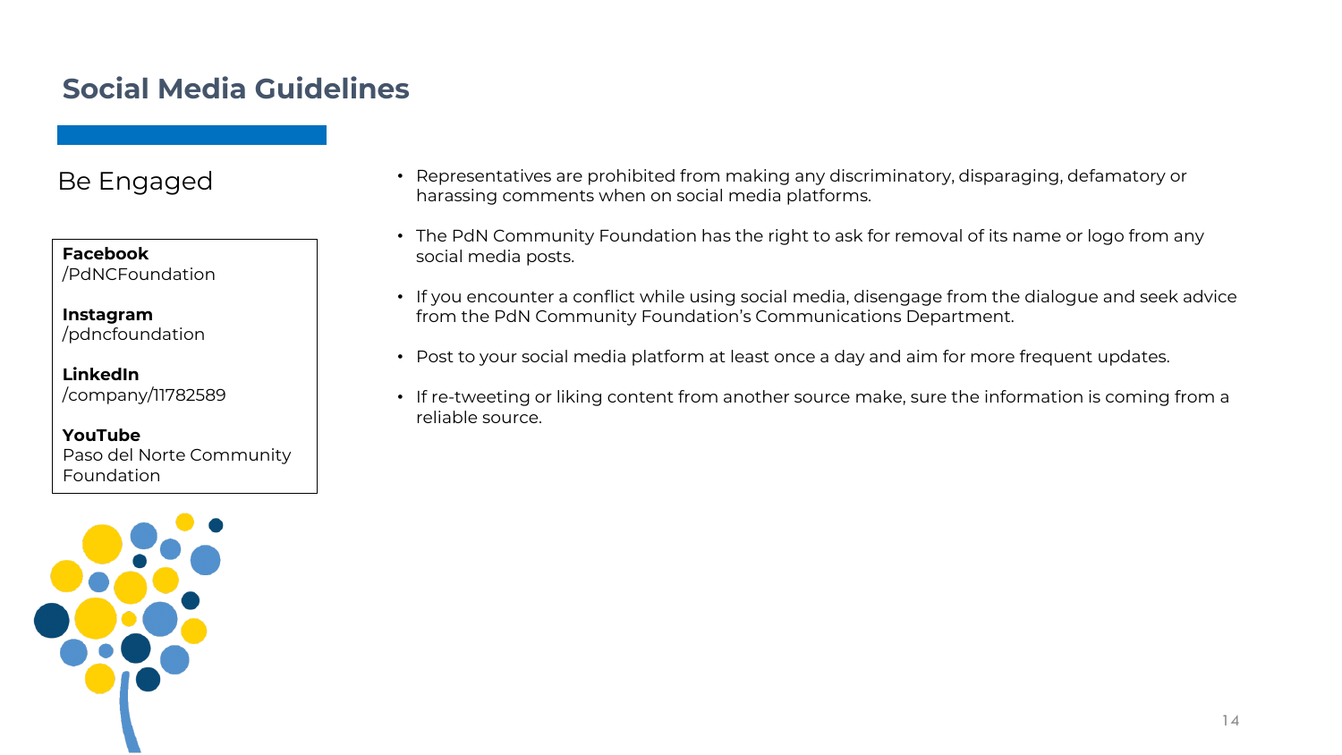# Social Media Guidelines

## Be Engaged

**Facebook**
/PdNCFoundation

**Instagram**
/pdncfoundation

**LinkedIn**
/company/11782589

**YouTube**
Paso del Norte Community Foundation

- Representatives are prohibited from making any discriminatory, disparaging, defamatory or harassing comments when on social media platforms.
- The PdN Community Foundation has the right to ask for removal of its name or logo from any social media posts.
- If you encounter a conflict while using social media, disengage from the dialogue and seek advice from the PdN Community Foundation's Communications Department.
- Post to your social media platform at least once a day and aim for more frequent updates.
- If re-tweeting or liking content from another source make, sure the information is coming from a reliable source.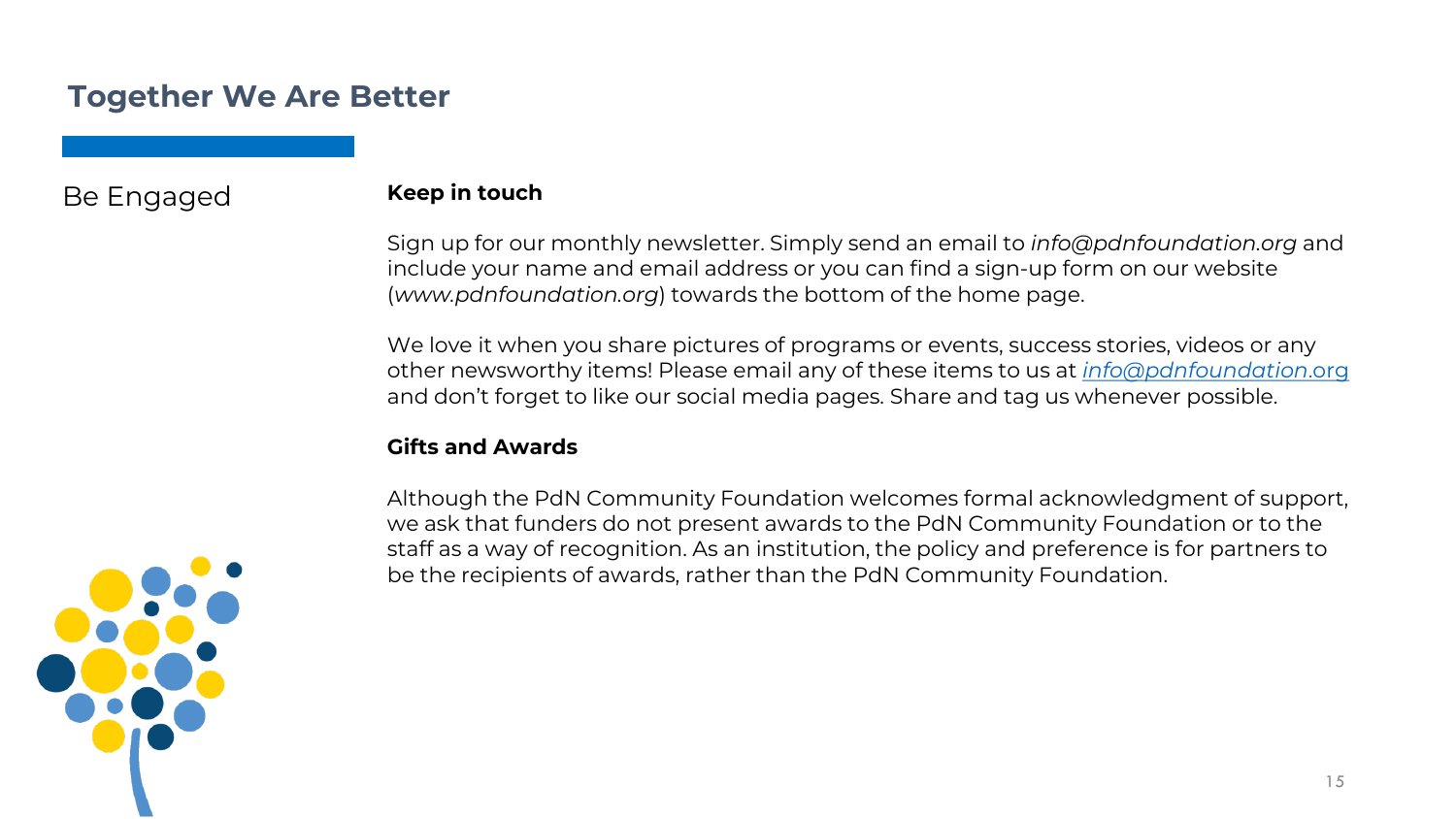## Together We Are Better

### Be Engaged

**Keep in touch**

Sign up for our monthly newsletter. Simply send an email to *info@pdnfoundation.org* and include your name and email address or you can find a sign-up form on our website (*www.pdnfoundation.org*) towards the bottom of the home page.

We love it when you share pictures of programs or events, success stories, videos or any other newsworthy items! Please email any of these items to us at *info@pdnfoundation.org* and don't forget to like our social media pages. Share and tag us whenever possible.

**Gifts and Awards**

Although the PdN Community Foundation welcomes formal acknowledgment of support, we ask that funders do not present awards to the PdN Community Foundation or to the staff as a way of recognition. As an institution, the policy and preference is for partners to be the recipients of awards, rather than the PdN Community Foundation.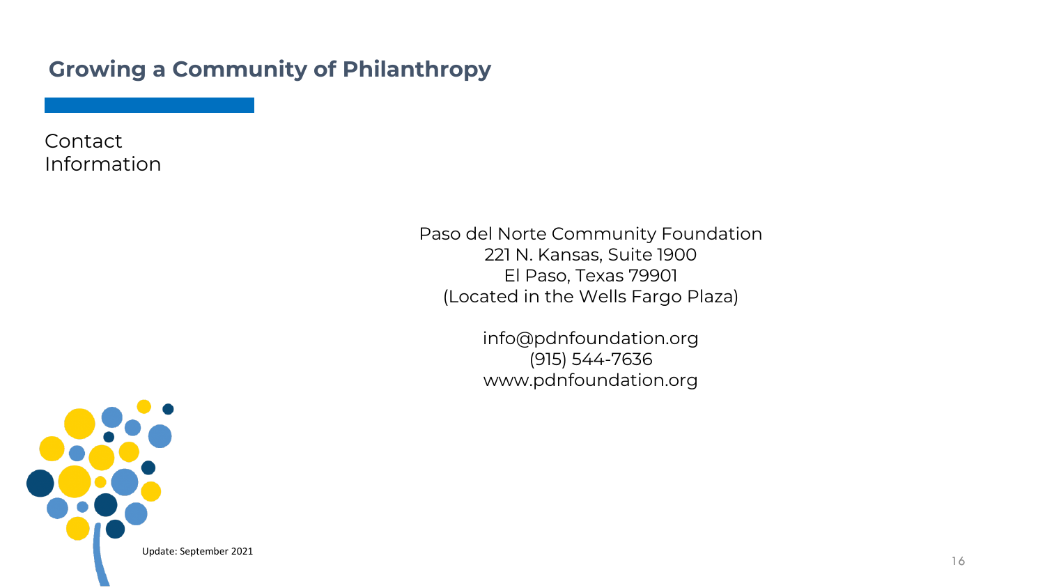## Growing a Community of Philanthropy

Contact Information

Paso del Norte Community Foundation
221 N. Kansas, Suite 1900
El Paso, Texas 79901
(Located in the Wells Fargo Plaza)

info@pdnfoundation.org
(915) 544-7636
www.pdnfoundation.org

Update: September 2021